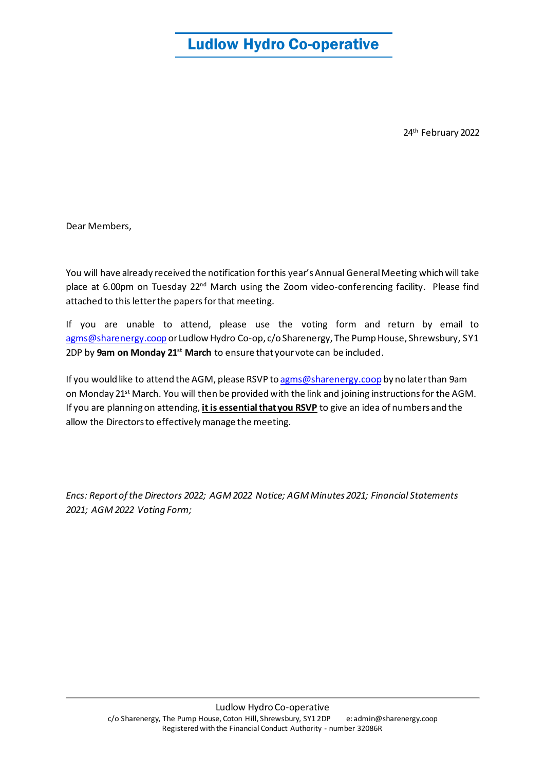# Ludlow Hydro Co-operative

24th February 2022

Dear Members,

You will have already received the notification for this year's Annual General Meeting which will take place at 6.00pm on Tuesday 22nd March using the Zoom video-conferencing facility. Please find attached to this letter the papers for that meeting.

If you are unable to attend, please use the voting form and return by email to agms@sharenergy.coop or Ludlow Hydro Co-op, c/o Sharenergy, The Pump House, Shrewsbury, SY1 2DP by **9am on Monday 21st March** to ensure that your vote can be included.

If you would like to attend the AGM, please RSVP to agms@sharenergy.coop by no later than 9am on Monday 21st March. You will then be provided with the link and joining instructions for the AGM. If you are planning on attending, **it is essential that you RSVP** to give an idea of numbers and the allow the Directors to effectively manage the meeting.

*Encs: Report of the Directors 2022; AGM 2022 Notice; AGM Minutes 2021; Financial Statements 2021; AGM 2022 Voting Form;*

Ludlow Hydro Co-operative
c/o Sharenergy, The Pump House, Coton Hill, Shrewsbury, SY1 2DP e: admin@sharenergy.coop
Registered with the Financial Conduct Authority - number 32086R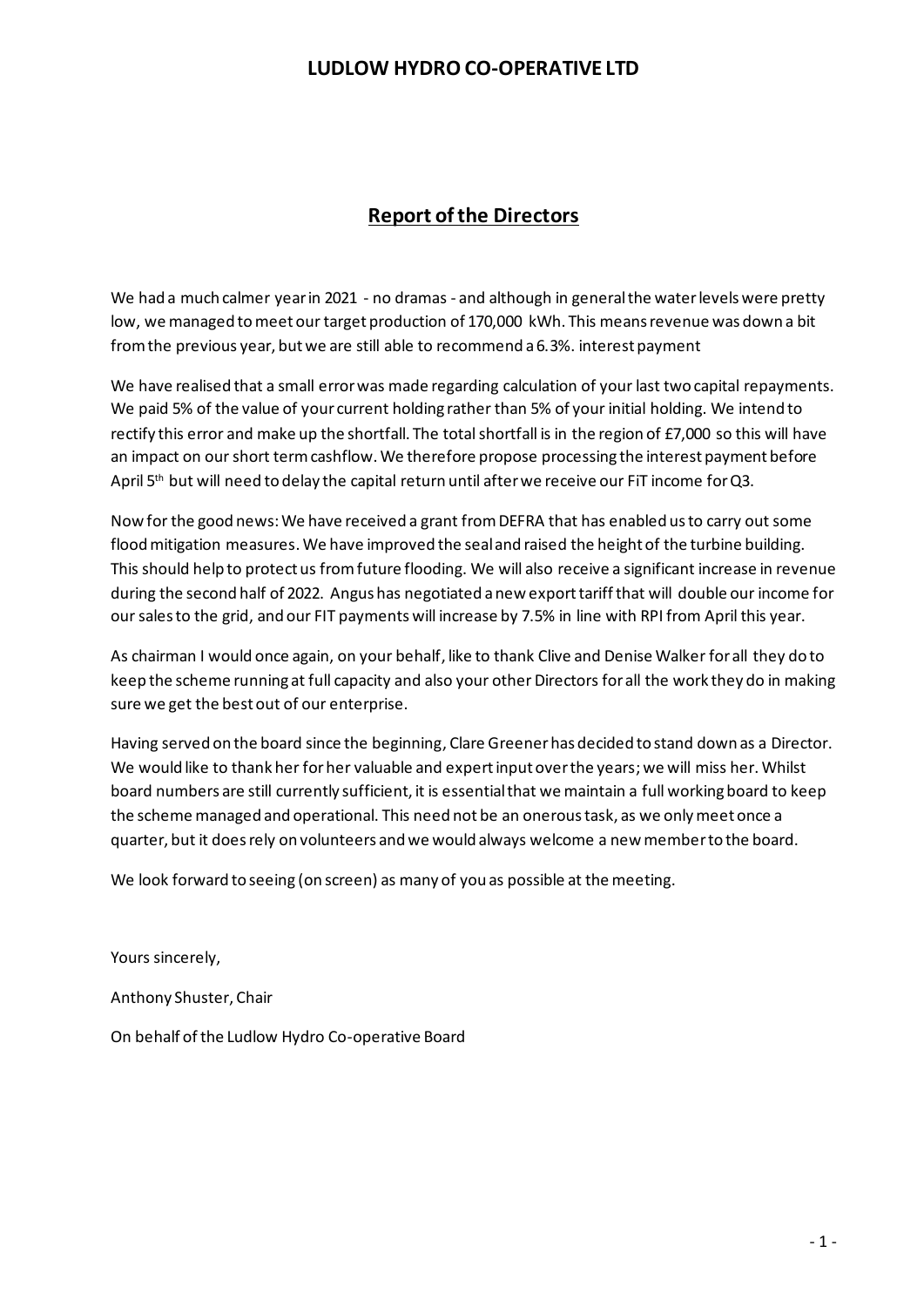# LUDLOW HYDRO CO-OPERATIVE LTD

## Report of the Directors

We had a much calmer year in 2021 - no dramas - and although in general the water levels were pretty low, we managed to meet our target production of 170,000 kWh. This means revenue was down a bit from the previous year, but we are still able to recommend a 6.3%. interest payment

We have realised that a small error was made regarding calculation of your last two capital repayments. We paid 5% of the value of your current holding rather than 5% of your initial holding. We intend to rectify this error and make up the shortfall. The total shortfall is in the region of £7,000 so this will have an impact on our short term cashflow. We therefore propose processing the interest payment before April 5th but will need to delay the capital return until after we receive our FiT income for Q3.

Now for the good news: We have received a grant from DEFRA that has enabled us to carry out some flood mitigation measures. We have improved the seal and raised the height of the turbine building. This should help to protect us from future flooding. We will also receive a significant increase in revenue during the second half of 2022. Angus has negotiated a new export tariff that will double our income for our sales to the grid, and our FIT payments will increase by 7.5% in line with RPI from April this year.

As chairman I would once again, on your behalf, like to thank Clive and Denise Walker for all they do to keep the scheme running at full capacity and also your other Directors for all the work they do in making sure we get the best out of our enterprise.

Having served on the board since the beginning, Clare Greener has decided to stand down as a Director. We would like to thank her for her valuable and expert input over the years; we will miss her. Whilst board numbers are still currently sufficient, it is essential that we maintain a full working board to keep the scheme managed and operational. This need not be an onerous task, as we only meet once a quarter, but it does rely on volunteers and we would always welcome a new member to the board.

We look forward to seeing (on screen) as many of you as possible at the meeting.

Yours sincerely,

Anthony Shuster, Chair

On behalf of the Ludlow Hydro Co-operative Board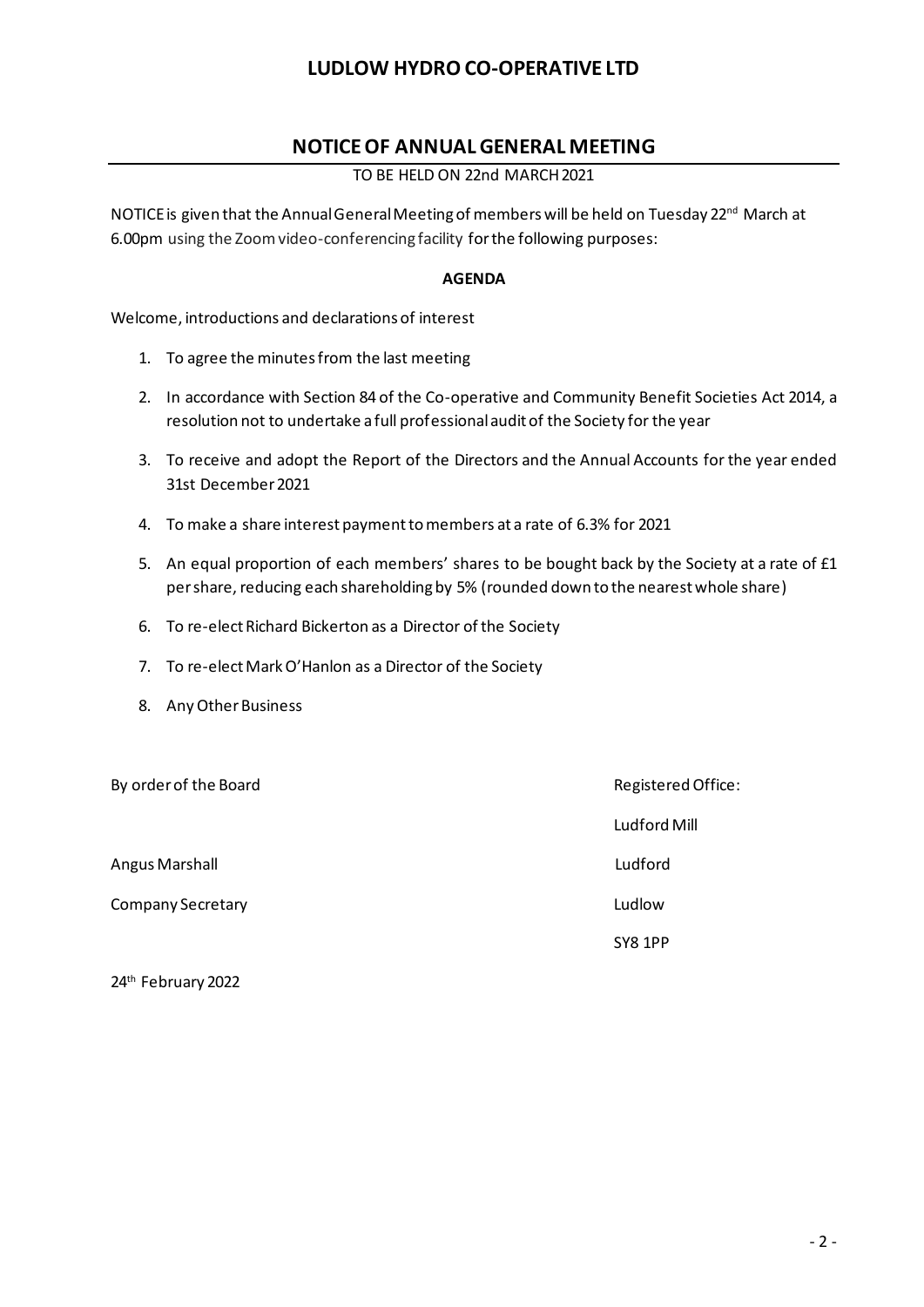# LUDLOW HYDRO CO-OPERATIVE LTD

## NOTICE OF ANNUAL GENERAL MEETING

TO BE HELD ON 22nd MARCH 2021

NOTICE is given that the Annual General Meeting of members will be held on Tuesday 22nd March at 6.00pm using the Zoom video-conferencing facility for the following purposes:

**AGENDA**

Welcome, introductions and declarations of interest

1. To agree the minutes from the last meeting
2. In accordance with Section 84 of the Co-operative and Community Benefit Societies Act 2014, a resolution not to undertake a full professional audit of the Society for the year
3. To receive and adopt the Report of the Directors and the Annual Accounts for the year ended 31st December 2021
4. To make a share interest payment to members at a rate of 6.3% for 2021
5. An equal proportion of each members' shares to be bought back by the Society at a rate of £1 per share, reducing each shareholding by 5% (rounded down to the nearest whole share)
6. To re-elect Richard Bickerton as a Director of the Society
7. To re-elect Mark O'Hanlon as a Director of the Society
8. Any Other Business

By order of the Board

Angus Marshall

Company Secretary

24th February 2022

Registered Office:

Ludford Mill

Ludford

Ludlow

SY8 1PP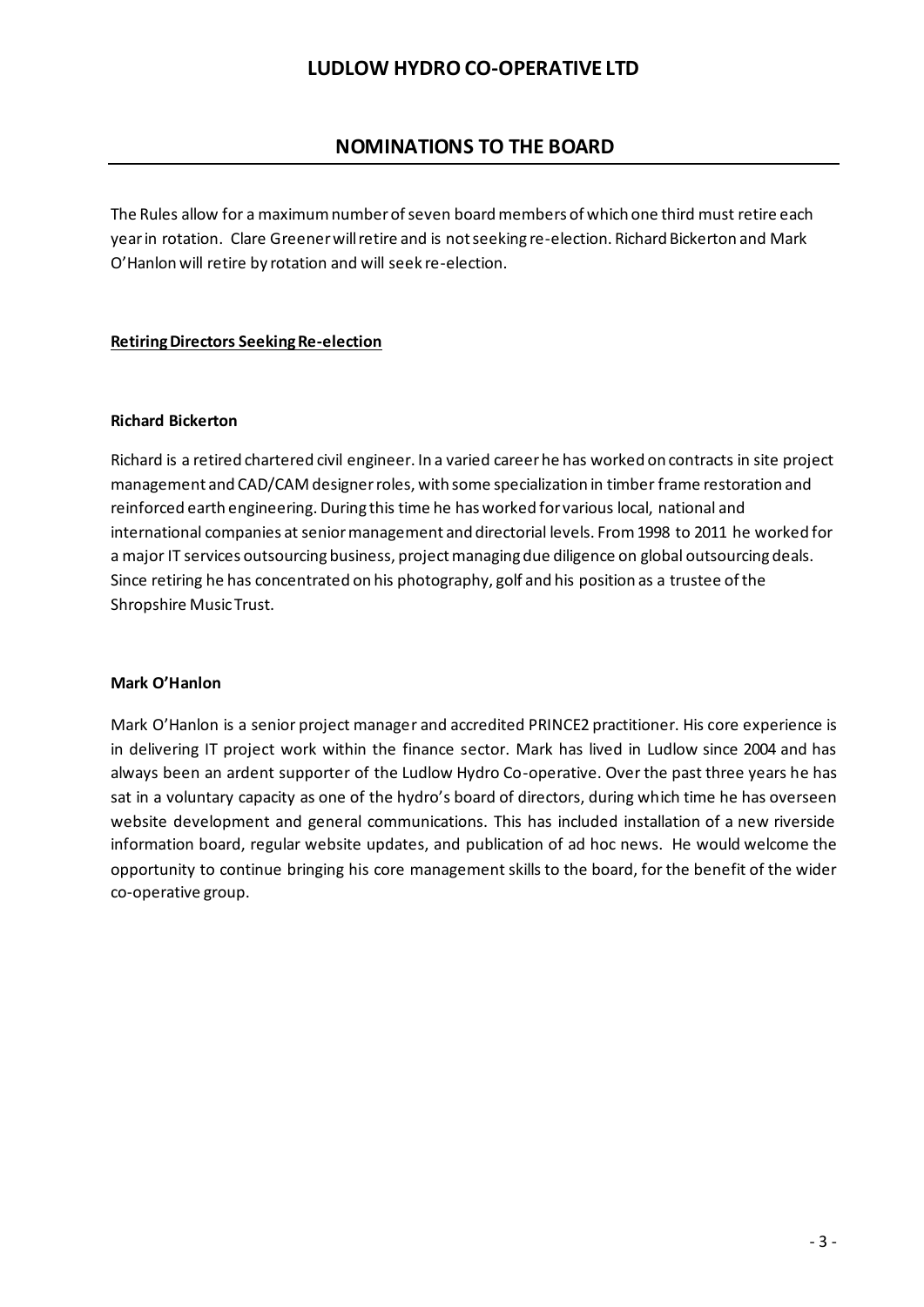# LUDLOW HYDRO CO-OPERATIVE LTD

## NOMINATIONS TO THE BOARD

The Rules allow for a maximum number of seven board members of which one third must retire each year in rotation. Clare Greener will retire and is not seeking re-election. Richard Bickerton and Mark O'Hanlon will retire by rotation and will seek re-election.

**Retiring Directors Seeking Re-election**

**Richard Bickerton**

Richard is a retired chartered civil engineer. In a varied career he has worked on contracts in site project management and CAD/CAM designer roles, with some specialization in timber frame restoration and reinforced earth engineering. During this time he has worked for various local, national and international companies at senior management and directorial levels. From 1998 to 2011 he worked for a major IT services outsourcing business, project managing due diligence on global outsourcing deals. Since retiring he has concentrated on his photography, golf and his position as a trustee of the Shropshire Music Trust.

**Mark O'Hanlon**

Mark O'Hanlon is a senior project manager and accredited PRINCE2 practitioner. His core experience is in delivering IT project work within the finance sector. Mark has lived in Ludlow since 2004 and has always been an ardent supporter of the Ludlow Hydro Co-operative. Over the past three years he has sat in a voluntary capacity as one of the hydro's board of directors, during which time he has overseen website development and general communications. This has included installation of a new riverside information board, regular website updates, and publication of ad hoc news. He would welcome the opportunity to continue bringing his core management skills to the board, for the benefit of the wider co-operative group.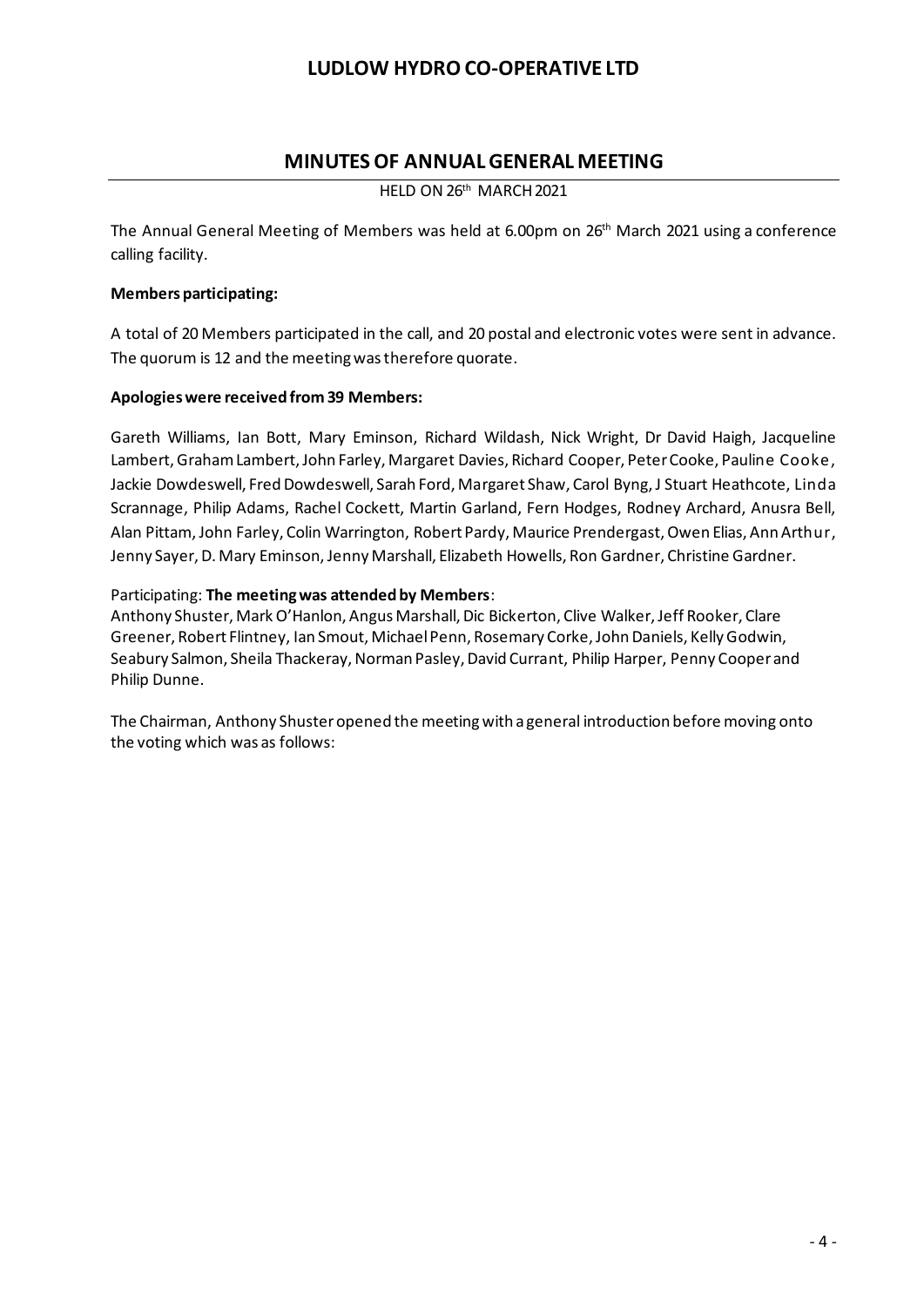# LUDLOW HYDRO CO-OPERATIVE LTD

## MINUTES OF ANNUAL GENERAL MEETING

HELD ON 26th MARCH 2021

The Annual General Meeting of Members was held at 6.00pm on 26th March 2021 using a conference calling facility.

**Members participating:**

A total of 20 Members participated in the call, and 20 postal and electronic votes were sent in advance. The quorum is 12 and the meeting was therefore quorate.

**Apologies were received from 39 Members:**

Gareth Williams, Ian Bott, Mary Eminson, Richard Wildash, Nick Wright, Dr David Haigh, Jacqueline Lambert, Graham Lambert, John Farley, Margaret Davies, Richard Cooper, Peter Cooke, Pauline Cooke, Jackie Dowdeswell, Fred Dowdeswell, Sarah Ford, Margaret Shaw, Carol Byng, J Stuart Heathcote, Linda Scrannage, Philip Adams, Rachel Cockett, Martin Garland, Fern Hodges, Rodney Archard, Anusra Bell, Alan Pittam, John Farley, Colin Warrington, Robert Pardy, Maurice Prendergast, Owen Elias, Ann Arthur, Jenny Sayer, D. Mary Eminson, Jenny Marshall, Elizabeth Howells, Ron Gardner, Christine Gardner.

Participating: **The meeting was attended by Members**:
Anthony Shuster, Mark O'Hanlon, Angus Marshall, Dic Bickerton, Clive Walker, Jeff Rooker, Clare Greener, Robert Flintney, Ian Smout, Michael Penn, Rosemary Corke, John Daniels, Kelly Godwin, Seabury Salmon, Sheila Thackeray, Norman Pasley, David Currant, Philip Harper, Penny Cooper and Philip Dunne.

The Chairman, Anthony Shuster opened the meeting with a general introduction before moving onto the voting which was as follows: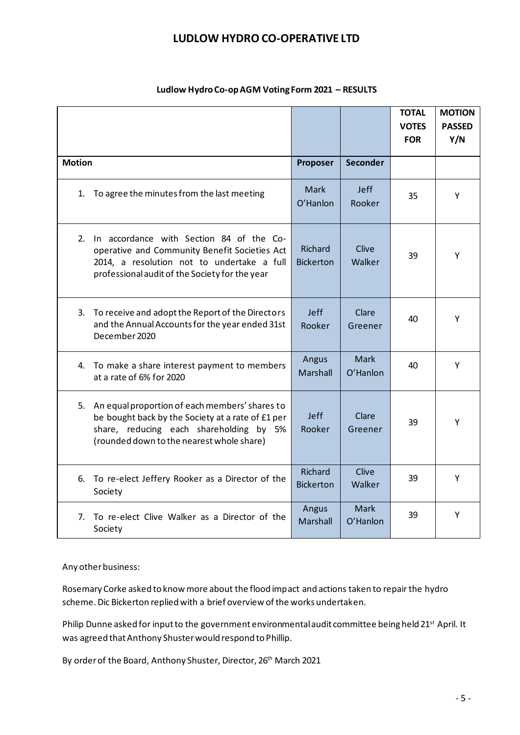# LUDLOW HYDRO CO-OPERATIVE LTD

**Ludlow Hydro Co-op AGM Voting Form 2021 – RESULTS**

| **Motion** | **Proposer** | **Seconder** | **TOTAL VOTES FOR** | **MOTION PASSED Y/N** |
|---|---|---|---|---|
| 1. To agree the minutes from the last meeting | Mark O'Hanlon | Jeff Rooker | 35 | Y |
| 2. In accordance with Section 84 of the Co-operative and Community Benefit Societies Act 2014, a resolution not to undertake a full professional audit of the Society for the year | Richard Bickerton | Clive Walker | 39 | Y |
| 3. To receive and adopt the Report of the Directors and the Annual Accounts for the year ended 31st December 2020 | Jeff Rooker | Clare Greener | 40 | Y |
| 4. To make a share interest payment to members at a rate of 6% for 2020 | Angus Marshall | Mark O'Hanlon | 40 | Y |
| 5. An equal proportion of each members' shares to be bought back by the Society at a rate of £1 per share, reducing each shareholding by 5% (rounded down to the nearest whole share) | Jeff Rooker | Clare Greener | 39 | Y |
| 6. To re-elect Jeffery Rooker as a Director of the Society | Richard Bickerton | Clive Walker | 39 | Y |
| 7. To re-elect Clive Walker as a Director of the Society | Angus Marshall | Mark O'Hanlon | 39 | Y |

Any other business:

Rosemary Corke asked to know more about the flood impact and actions taken to repair the hydro scheme. Dic Bickerton replied with a brief overview of the works undertaken.

Philip Dunne asked for input to the government environmental audit committee being held 21st April. It was agreed that Anthony Shuster would respond to Phillip.

By order of the Board, Anthony Shuster, Director, 26th March 2021